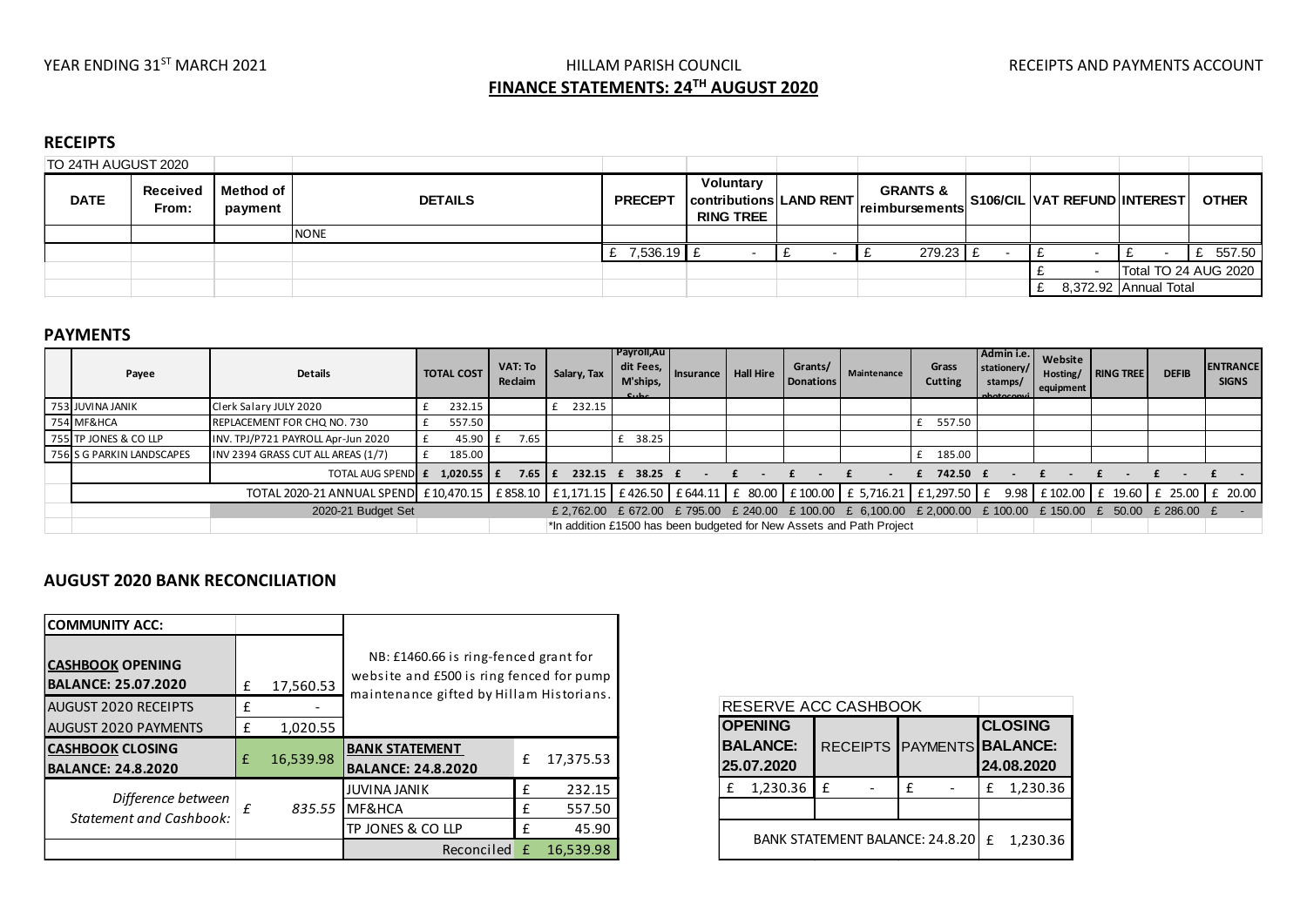YEAR ENDING 31ST MARCH 2021 — HILLAM PARISH COUNCIL — RECEIPTS AND PAYMENTS ACCOUNT

# FINANCE STATEMENTS: 24TH AUGUST 2020

## RECEIPTS

TO 24TH AUGUST 2020

| DATE | Received From: | Method of payment | DETAILS | PRECEPT | Voluntary contributions RING TREE | LAND RENT | GRANTS & reimbursements | S106/CIL | VAT REFUND | INTEREST | OTHER |
|---|---|---|---|---|---|---|---|---|---|---|---|
| | | | NONE | | | | | | | | |
| | | | | £ 7,536.19 | £ - | £ - | £ 279.23 | £ - | £ - | £ - | £ 557.50 |
| | | | | | | | | | £ - | Total TO 24 AUG 2020 | |
| | | | | | | | | | £ 8,372.92 | Annual Total | |

## PAYMENTS

| | Payee | Details | TOTAL COST | VAT: To Reclaim | Salary, Tax | Payroll,Audit Fees, M'ships, Subs | Insurance | Hall Hire | Grants/ Donations | Maintenance | Grass Cutting | Admin i.e. stationery/ stamps/ photocopy | Website Hosting/ equipment | RING TREE | DEFIB | ENTRANCE SIGNS |
|---|---|---|---|---|---|---|---|---|---|---|---|---|---|---|---|---|
| 753 | JUVINA JANIK | Clerk Salary JULY 2020 | £ 232.15 | | £ 232.15 | | | | | | | | | | | |
| 754 | MF&HCA | REPLACEMENT FOR CHQ NO. 730 | £ 557.50 | | | | | | | | £ 557.50 | | | | | |
| 755 | TP JONES & CO LLP | INV. TPJ/P721 PAYROLL Apr-Jun 2020 | £ 45.90 | £ 7.65 | | £ 38.25 | | | | | | | | | | |
| 756 | S G PARKIN LANDSCAPES | INV 2394 GRASS CUT ALL AREAS (1/7) | £ 185.00 | | | | | | | | £ 185.00 | | | | | |
| | | TOTAL AUG SPEND | £ 1,020.55 | £ 7.65 | £ 232.15 | £ 38.25 | £ - | £ - | £ - | £ - | £ 742.50 | £ - | £ - | £ - | £ - | £ - |
| | | TOTAL 2020-21 ANNUAL SPEND | £10,470.15 | £858.10 | £1,171.15 | £426.50 | £644.11 | £ 80.00 | £100.00 | £ 5,716.21 | £1,297.50 | £ 9.98 | £102.00 | £ 19.60 | £ 25.00 | £ 20.00 |
| | | 2020-21 Budget Set | | | £ 2,762.00 | £ 672.00 | £ 795.00 | £ 240.00 | £ 100.00 | £ 6,100.00 | £ 2,000.00 | £ 100.00 | £ 150.00 | £ 50.00 | £ 286.00 | £ - |

*In addition £1500 has been budgeted for New Assets and Path Project

## AUGUST 2020 BANK RECONCILIATION

| COMMUNITY ACC: | | | |
|---|---|---|---|
| **CASHBOOK OPENING BALANCE: 25.07.2020** | £ 17,560.53 | NB: £1460.66 is ring-fenced grant for website and £500 is ring fenced for pump maintenance gifted by Hillam Historians. | |
| AUGUST 2020 RECEIPTS | £ - | | |
| AUGUST 2020 PAYMENTS | £ 1,020.55 | | |
| **CASHBOOK CLOSING BALANCE: 24.8.2020** | £ 16,539.98 | **BANK STATEMENT BALANCE: 24.8.2020** | £ 17,375.53 |
| *Difference between Statement and Cashbook:* | *£ 835.55* | JUVINA JANIK | £ 232.15 |
| | | MF&HCA | £ 557.50 |
| | | TP JONES & CO LLP | £ 45.90 |
| | | Reconciled | £ 16,539.98 |

RESERVE ACC CASHBOOK

| OPENING BALANCE: 25.07.2020 | RECEIPTS | PAYMENTS | CLOSING BALANCE: 24.08.2020 |
|---|---|---|---|
| £ 1,230.36 | £ - | £ - | £ 1,230.36 |
| BANK STATEMENT BALANCE: 24.8.20 | | | £ 1,230.36 |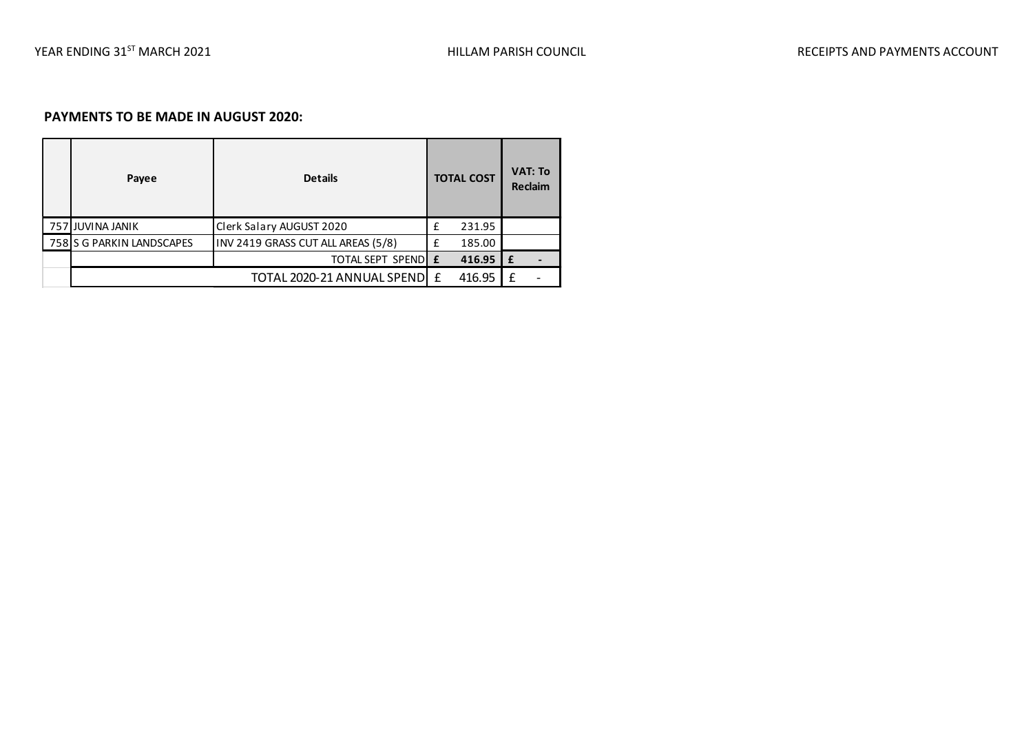YEAR ENDING 31ST MARCH 2021 HILLAM PARISH COUNCIL RECEIPTS AND PAYMENTS ACCOUNT

**PAYMENTS TO BE MADE IN AUGUST 2020:**

| | Payee | Details | TOTAL COST | VAT: To Reclaim |
|---|---|---|---|---|
| 757 | JUVINA JANIK | Clerk Salary AUGUST 2020 | £ 231.95 | |
| 758 | S G PARKIN LANDSCAPES | INV 2419 GRASS CUT ALL AREAS (5/8) | £ 185.00 | |
| | | **TOTAL SEPT SPEND** | **£ 416.95** | **£ -** |
| | TOTAL 2020-21 ANNUAL SPEND | | £ 416.95 | £ - |